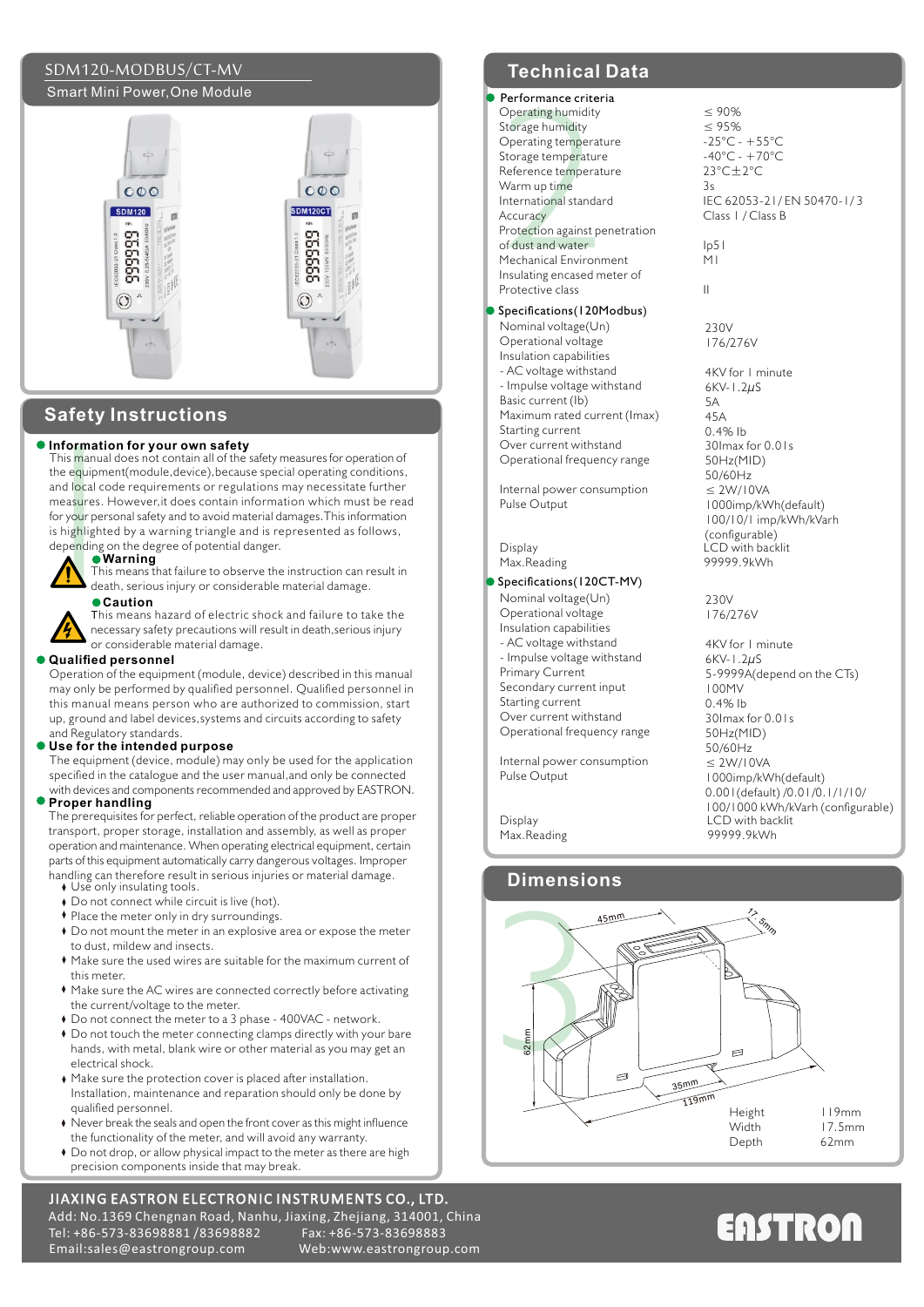# SDM120-MODBUS/CT-MV

Smart Mini Power,One Module

## Safety Instructions

**Information for your own safety**

This manual does not contain all of the safety measures for operation of the equipment(module,device),because special operating conditions, and local code requirements or regulations may necessitate further measures. However,it does contain information which must be read for your personal safety and to avoid material damages.This information is highlighted by a warning triangle and is represented as follows, depending on the degree of potential danger.

**Warning**

This means that failure to observe the instruction can result in death, serious injury or considerable material damage.

**Caution**

This means hazard of electric shock and failure to take the necessary safety precautions will result in death,serious injury or considerable material damage.

**Qualified personnel**

Operation of the equipment (module, device) described in this manual may only be performed by qualified personnel. Qualified personnel in this manual means person who are authorized to commission, start up, ground and label devices,systems and circuits according to safety and Regulatory standards.

**Use for the intended purpose**

The equipment (device, module) may only be used for the application specified in the catalogue and the user manual,and only be connected with devices and components recommended and approved by EASTRON.

**Proper handling**

The prerequisites for perfect, reliable operation of the product are proper transport, proper storage, installation and assembly, as well as proper operation and maintenance. When operating electrical equipment, certain parts of this equipment automatically carry dangerous voltages. Improper handling can therefore result in serious injuries or material damage.

- Use only insulating tools.
- Do not connect while circuit is live (hot).
- Place the meter only in dry surroundings.
- Do not mount the meter in an explosive area or expose the meter to dust, mildew and insects.
- Make sure the used wires are suitable for the maximum current of this meter.
- Make sure the AC wires are connected correctly before activating the current/voltage to the meter.
- Do not connect the meter to a 3 phase - 400VAC - network.
- Do not touch the meter connecting clamps directly with your bare hands, with metal, blank wire or other material as you may get an electrical shock.
- Make sure the protection cover is placed after installation. Installation, maintenance and reparation should only be done by qualified personnel.
- Never break the seals and open the front cover as this might influence the functionality of the meter, and will avoid any warranty.
- Do not drop, or allow physical impact to the meter as there are high precision components inside that may break.

## Technical Data

**Performance criteria**

| | |
|---|---|
| Operating humidity | ≤ 90% |
| Storage humidity | ≤ 95% |
| Operating temperature | -25°C - +55°C |
| Storage temperature | -40°C - +70°C |
| Reference temperature | 23°C±2°C |
| Warm up time | 3s |
| International standard | IEC 62053-21/ EN 50470-1/ 3 |
| Accuracy | Class 1 / Class B |
| Protection against penetration of dust and water | Ip51 |
| Mechanical Environment | M1 |
| Insulating encased meter of Protective class | II |

**Specifications(120Modbus)**

| | |
|---|---|
| Nominal voltage(Un) | 230V |
| Operational voltage | 176/276V |
| Insulation capabilities | |
| - AC voltage withstand | 4KV for 1 minute |
| - Impulse voltage withstand | 6KV-1.2μS |
| Basic current (Ib) | 5A |
| Maximum rated current (Imax) | 45A |
| Starting current | 0.4% Ib |
| Over current withstand | 30Imax for 0.01s |
| Operational frequency range | 50Hz(MID) 50/60Hz |
| Internal power consumption | ≤ 2W/10VA |
| Pulse Output | 1000imp/kWh(default) 100/10/1 imp/kWh/kVarh (configurable) |
| Display | LCD with backlit |
| Max.Reading | 99999.9kWh |

**Specifications(120CT-MV)**

| | |
|---|---|
| Nominal voltage(Un) | 230V |
| Operational voltage | 176/276V |
| Insulation capabilities | |
| - AC voltage withstand | 4KV for 1 minute |
| - Impulse voltage withstand | 6KV-1.2μS |
| Primary Current | 5-9999A(depend on the CTs) |
| Secondary current input | 100MV |
| Starting current | 0.4% Ib |
| Over current withstand | 30Imax for 0.01s |
| Operational frequency range | 50Hz(MID) 50/60Hz |
| Internal power consumption | ≤ 2W/10VA |
| Pulse Output | 1000imp/kWh(default) 0.001(default) /0.01/0.1/1/10/ 100/1000 kWh/kVarh (configurable) |
| Display | LCD with backlit |
| Max.Reading | 99999.9kWh |

## Dimensions

45mm, 17.5mm, 62mm, 35mm, 119mm

| | |
|---|---|
| Height | 119mm |
| Width | 17.5mm |
| Depth | 62mm |

**JIAXING EASTRON ELECTRONIC INSTRUMENTS CO., LTD.**

Add: No.1369 Chengnan Road, Nanhu, Jiaxing, Zhejiang, 314001, China

Tel: +86-573-83698881 /83698882  Fax: +86-573-83698883

Email:sales@eastrongroup.com  Web:www.eastrongroup.com

EASTRON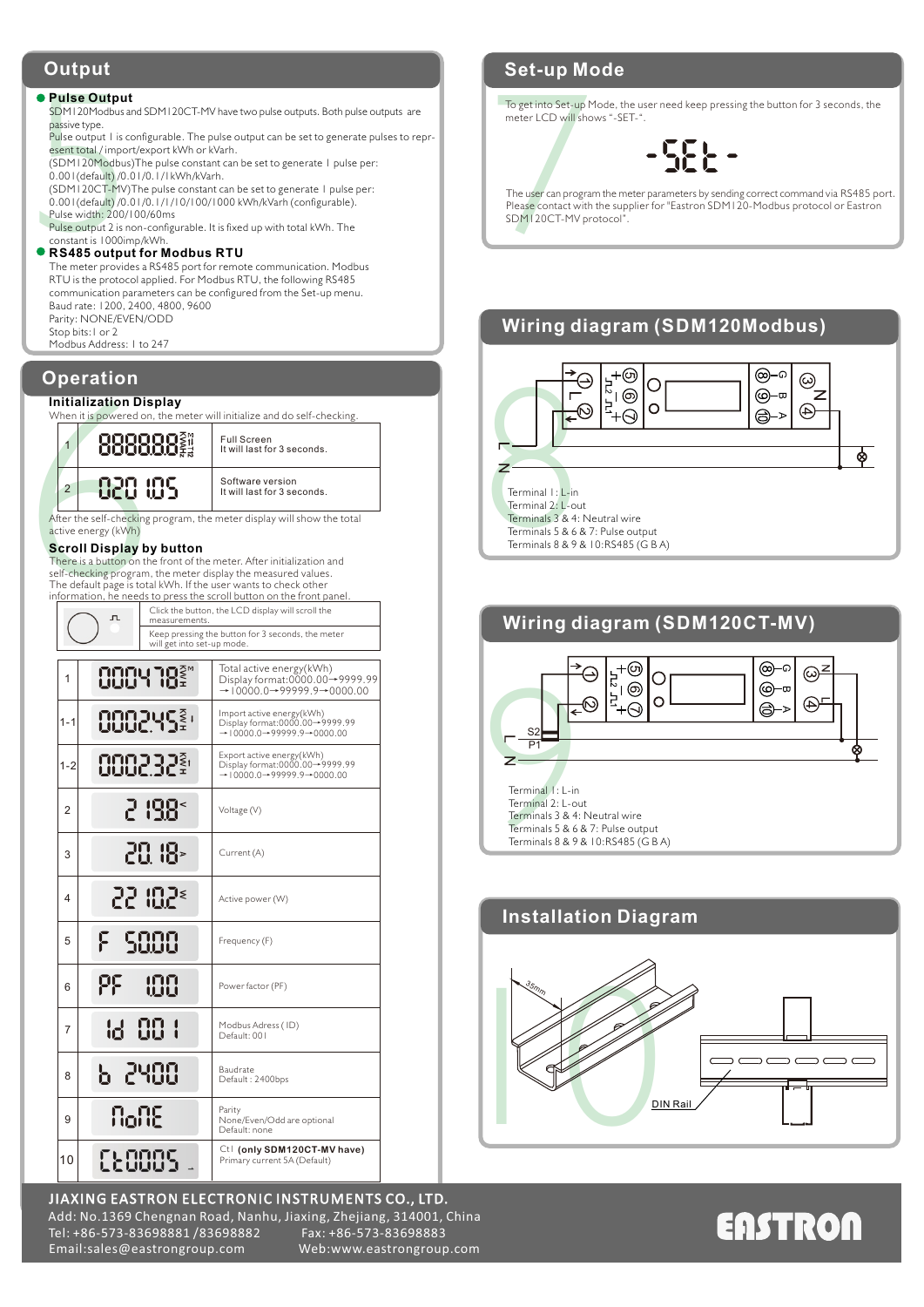## Output

- **Pulse Output**

SDM120Modbus and SDM120CT-MV have two pulse outputs. Both pulse outputs are passive type.
Pulse output 1 is configurable. The pulse output can be set to generate pulses to represent total / import/export kWh or kVarh.
(SDM120Modbus)The pulse constant can be set to generate 1 pulse per: 0.001(default) /0.01/0.1/1kWh/kVarh.
(SDM120CT-MV)The pulse constant can be set to generate 1 pulse per: 0.001(default) /0.01/0.1/1/10/100/1000 kWh/kVarh (configurable).
Pulse width: 200/100/60ms
Pulse output 2 is non-configurable. It is fixed up with total kWh. The constant is 1000imp/kWh.

- **RS485 output for Modbus RTU**

The meter provides a RS485 port for remote communication. Modbus RTU is the protocol applied. For Modbus RTU, the following RS485 communication parameters can be configured from the Set-up menu.
Baud rate: 1200, 2400, 4800, 9600
Parity: NONE/EVEN/ODD
Stop bits: 1 or 2
Modbus Address: 1 to 247

## Operation

### Initialization Display

When it is powered on, the meter will initialize and do self-checking.

| | | |
|---|---|---|
| 1 | 888888 | Full Screen<br>It will last for 3 seconds. |
| 2 | 020 105 | Software version<br>It will last for 3 seconds. |

After the self-checking program, the meter display will show the total active energy (kWh)

### Scroll Display by button

There is a button on the front of the meter. After initialization and self-checking program, the meter display the measured values. The default page is total kWh. If the user wants to check other information, he needs to press the scroll button on the front panel.

| | | |
|---|---|---|
| (button) | ⎍ | Click the button, the LCD display will scroll the measurements. |
| | | Keep pressing the button for 3 seconds, the meter will get into set-up mode. |

| | | |
|---|---|---|
| 1 | 0004.78 kWh | Total active energy(kWh)<br>Display format:0000.00→9999.99→10000.0→99999.9→0000.00 |
| 1-1 | 0002.45 kWh | Import active energy(kWh)<br>Display format:0000.00→9999.99→10000.0→99999.9→0000.00 |
| 1-2 | 0002.32 kWh | Export active energy(kWh)<br>Display format:0000.00→9999.99→10000.0→99999.9→0000.00 |
| 2 | 219.8 V | Voltage (V) |
| 3 | 20.18 A | Current (A) |
| 4 | 2210.2 W | Active power (W) |
| 5 | F 50.00 | Frequency (F) |
| 6 | PF 1.00 | Power factor (PF) |
| 7 | Id 001 | Modbus Adress ( ID)<br>Default: 001 |
| 8 | b 2400 | Baudrate<br>Default : 2400bps |
| 9 | NoNE | Parity<br>None/Even/Odd are optional<br>Default: none |
| 10 | Ct 0005 | Ct1 **(only SDM120CT-MV have)**<br>Primary current 5A (Default) |

## Set-up Mode

To get into Set-up Mode, the user need keep pressing the button for 3 seconds, the meter LCD will shows "-SET-".

-SEt-

The user can program the meter parameters by sending correct command via RS485 port. Please contact with the supplier for "Eastron SDM120-Modbus protocol or Eastron SDM120CT-MV protocol".

## Wiring diagram (SDM120Modbus)

Terminal 1: L-in
Terminal 2: L-out
Terminals 3 & 4: Neutral wire
Terminals 5 & 6 & 7: Pulse output
Terminals 8 & 9 & 10:RS485 (G B A)

## Wiring diagram (SDM120CT-MV)

Terminal 1: L-in
Terminal 2: L-out
Terminals 3 & 4: Neutral wire
Terminals 5 & 6 & 7: Pulse output
Terminals 8 & 9 & 10:RS485 (G B A)

## Installation Diagram

35mm

DIN Rail

**JIAXING EASTRON ELECTRONIC INSTRUMENTS CO., LTD.**
Add: No.1369 Chengnan Road, Nanhu, Jiaxing, Zhejiang, 314001, China
Tel: +86-573-83698881 /83698882 Fax: +86-573-83698883
Email:sales@eastrongroup.com Web:www.eastrongroup.com

EASTRON